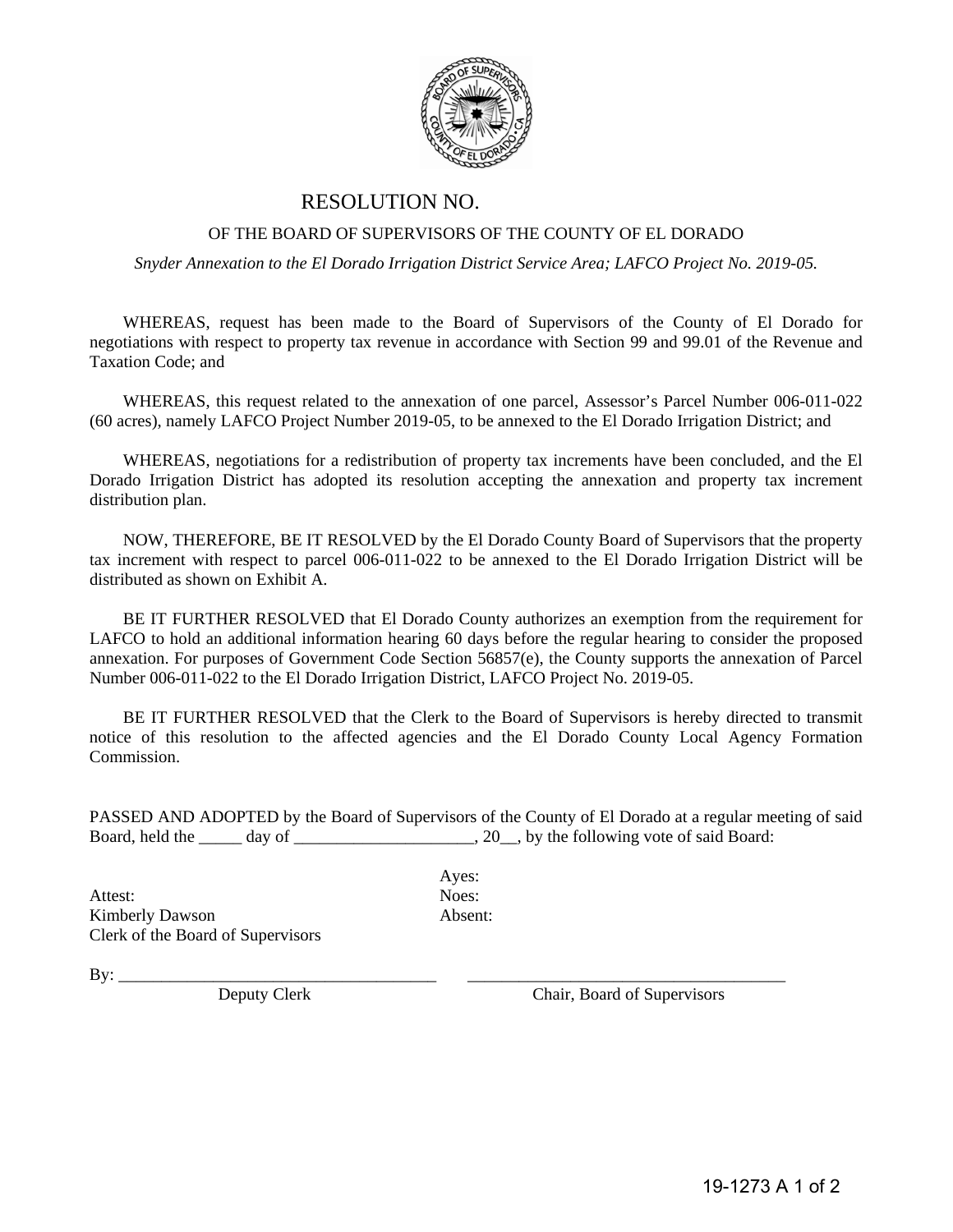# RESOLUTION NO.

OF THE BOARD OF SUPERVISORS OF THE COUNTY OF EL DORADO

*Snyder Annexation to the El Dorado Irrigation District Service Area; LAFCO Project No. 2019-05.*

WHEREAS, request has been made to the Board of Supervisors of the County of El Dorado for negotiations with respect to property tax revenue in accordance with Section 99 and 99.01 of the Revenue and Taxation Code; and

WHEREAS, this request related to the annexation of one parcel, Assessor's Parcel Number 006-011-022 (60 acres), namely LAFCO Project Number 2019-05, to be annexed to the El Dorado Irrigation District; and

WHEREAS, negotiations for a redistribution of property tax increments have been concluded, and the El Dorado Irrigation District has adopted its resolution accepting the annexation and property tax increment distribution plan.

NOW, THEREFORE, BE IT RESOLVED by the El Dorado County Board of Supervisors that the property tax increment with respect to parcel 006-011-022 to be annexed to the El Dorado Irrigation District will be distributed as shown on Exhibit A.

BE IT FURTHER RESOLVED that El Dorado County authorizes an exemption from the requirement for LAFCO to hold an additional information hearing 60 days before the regular hearing to consider the proposed annexation. For purposes of Government Code Section 56857(e), the County supports the annexation of Parcel Number 006-011-022 to the El Dorado Irrigation District, LAFCO Project No. 2019-05.

BE IT FURTHER RESOLVED that the Clerk to the Board of Supervisors is hereby directed to transmit notice of this resolution to the affected agencies and the El Dorado County Local Agency Formation Commission.

PASSED AND ADOPTED by the Board of Supervisors of the County of El Dorado at a regular meeting of said Board, held the _____ day of _____________________, 20__, by the following vote of said Board:

Ayes:
Noes:
Absent:

Attest:
Kimberly Dawson
Clerk of the Board of Supervisors

By: ______________________________________
Deputy Clerk

______________________________________
Chair, Board of Supervisors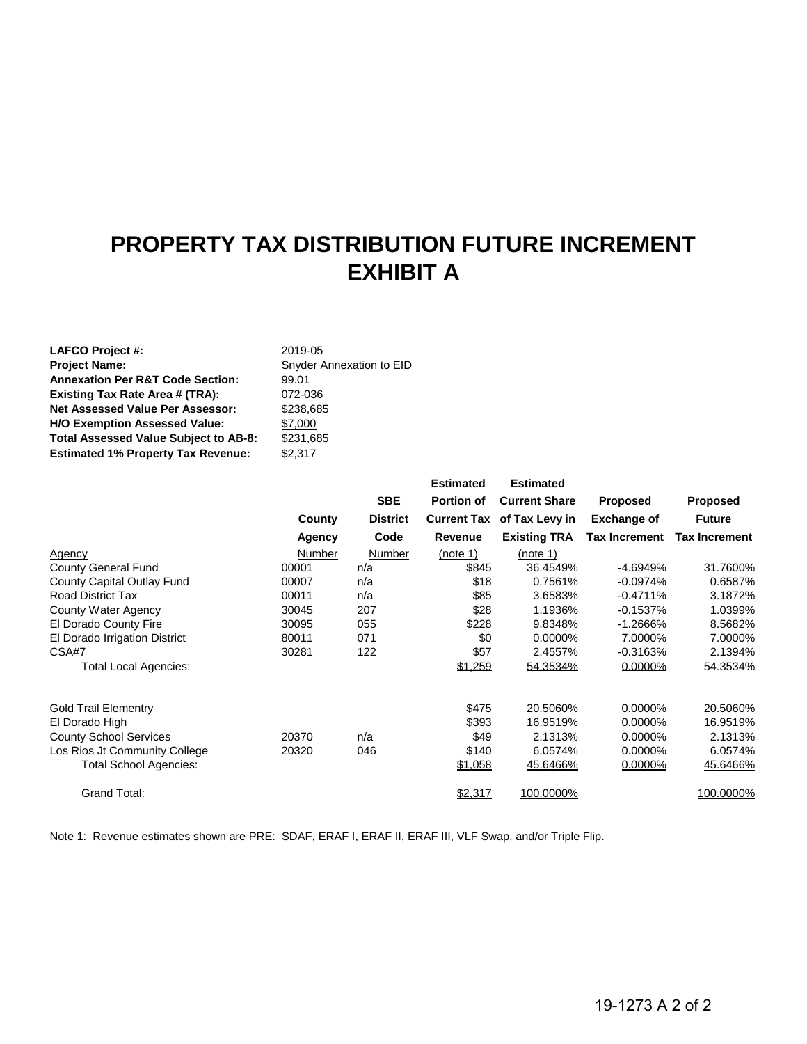# PROPERTY TAX DISTRIBUTION FUTURE INCREMENT
# EXHIBIT A

| | |
|---|---|
| **LAFCO Project #:** | 2019-05 |
| **Project Name:** | Snyder Annexation to EID |
| **Annexation Per R&T Code Section:** | 99.01 |
| **Existing Tax Rate Area # (TRA):** | 072-036 |
| **Net Assessed Value Per Assessor:** | \$238,685 |
| **H/O Exemption Assessed Value:** | \$7,000 |
| **Total Assessed Value Subject to AB-8:** | \$231,685 |
| **Estimated 1% Property Tax Revenue:** | \$2,317 |

| Agency | County Agency Number | SBE District Code Number | Estimated Portion of Current Tax Revenue (note 1) | Estimated Current Share of Tax Levy in Existing TRA (note 1) | Proposed Exchange of Tax Increment | Proposed Future Tax Increment |
|---|---|---|---|---|---|---|
| County General Fund | 00001 | n/a | \$845 | 36.4549% | -4.6949% | 31.7600% |
| County Capital Outlay Fund | 00007 | n/a | \$18 | 0.7561% | -0.0974% | 0.6587% |
| Road District Tax | 00011 | n/a | \$85 | 3.6583% | -0.4711% | 3.1872% |
| County Water Agency | 30045 | 207 | \$28 | 1.1936% | -0.1537% | 1.0399% |
| El Dorado County Fire | 30095 | 055 | \$228 | 9.8348% | -1.2666% | 8.5682% |
| El Dorado Irrigation District | 80011 | 071 | \$0 | 0.0000% | 7.0000% | 7.0000% |
| CSA#7 | 30281 | 122 | \$57 | 2.4557% | -0.3163% | 2.1394% |
| Total Local Agencies: | | | \$1,259 | 54.3534% | 0.0000% | 54.3534% |
| | | | | | | |
| Gold Trail Elementry | | | \$475 | 20.5060% | 0.0000% | 20.5060% |
| El Dorado High | | | \$393 | 16.9519% | 0.0000% | 16.9519% |
| County School Services | 20370 | n/a | \$49 | 2.1313% | 0.0000% | 2.1313% |
| Los Rios Jt Community College | 20320 | 046 | \$140 | 6.0574% | 0.0000% | 6.0574% |
| Total School Agencies: | | | \$1,058 | 45.6466% | 0.0000% | 45.6466% |
| | | | | | | |
| Grand Total: | | | \$2,317 | 100.0000% | | 100.0000% |

Note 1: Revenue estimates shown are PRE: SDAF, ERAF I, ERAF II, ERAF III, VLF Swap, and/or Triple Flip.

19-1273 A 2 of 2